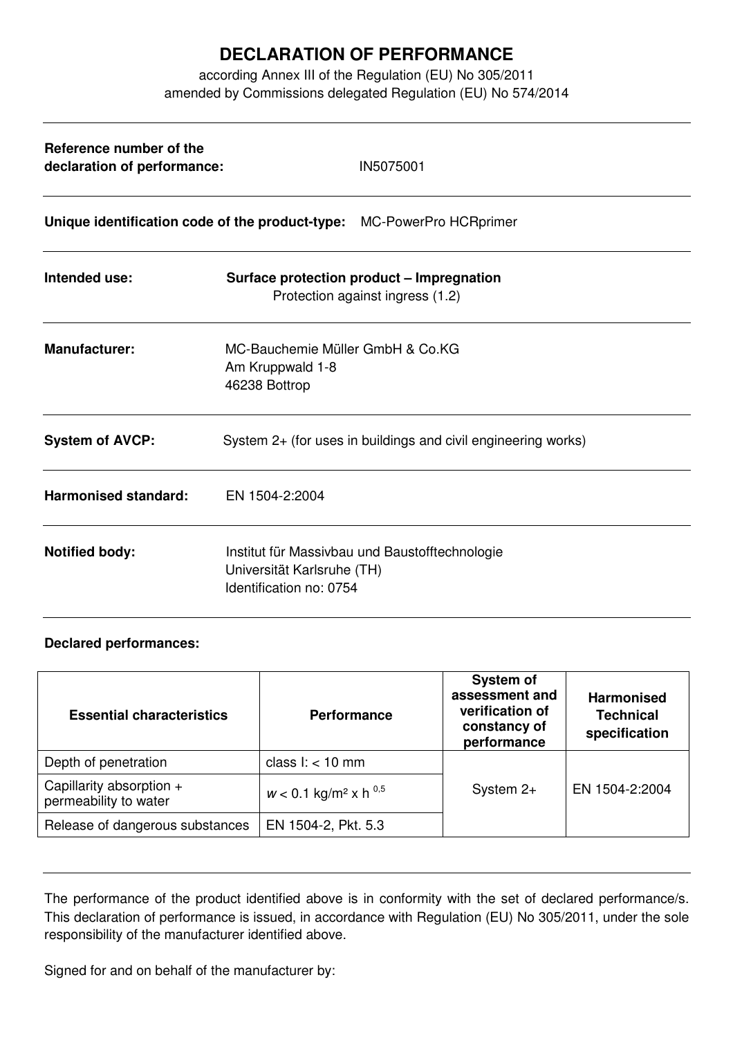# DECLARATION OF PERFORMANCE

according Annex III of the Regulation (EU) No 305/2011
amended by Commissions delegated Regulation (EU) No 574/2014

---

**Reference number of the declaration of performance:** IN5075001

---

**Unique identification code of the product-type:** MC-PowerPro HCRprimer

---

**Intended use:** **Surface protection product – Impregnation**
Protection against ingress (1.2)

---

**Manufacturer:** MC-Bauchemie Müller GmbH & Co.KG
Am Kruppwald 1-8
46238 Bottrop

---

**System of AVCP:** System 2+ (for uses in buildings and civil engineering works)

---

**Harmonised standard:** EN 1504-2:2004

---

**Notified body:** Institut für Massivbau und Baustofftechnologie
Universität Karlsruhe (TH)
Identification no: 0754

---

**Declared performances:**

| Essential characteristics | Performance | System of assessment and verification of constancy of performance | Harmonised Technical specification |
|---|---|---|---|
| Depth of penetration | class I: < 10 mm | System 2+ | EN 1504-2:2004 |
| Capillarity absorption + permeability to water | $w < 0.1$ kg/m² x h $^{0,5}$ | | |
| Release of dangerous substances | EN 1504-2, Pkt. 5.3 | | |

---

The performance of the product identified above is in conformity with the set of declared performance/s. This declaration of performance is issued, in accordance with Regulation (EU) No 305/2011, under the sole responsibility of the manufacturer identified above.

Signed for and on behalf of the manufacturer by: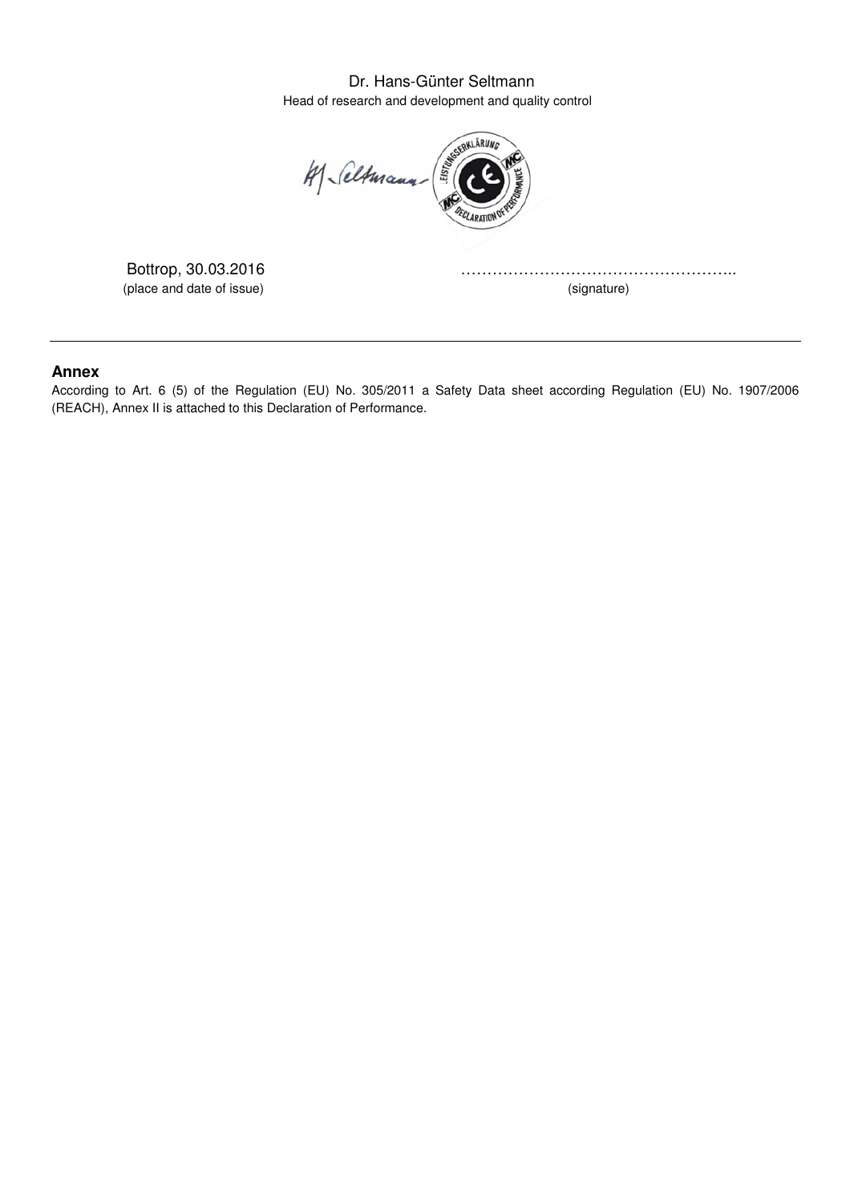Dr. Hans-Günter Seltmann

Head of research and development and quality control

Bottrop, 30.03.2016
(place and date of issue)

……………………………………………..
(signature)

---

## Annex

According to Art. 6 (5) of the Regulation (EU) No. 305/2011 a Safety Data sheet according Regulation (EU) No. 1907/2006 (REACH), Annex II is attached to this Declaration of Performance.